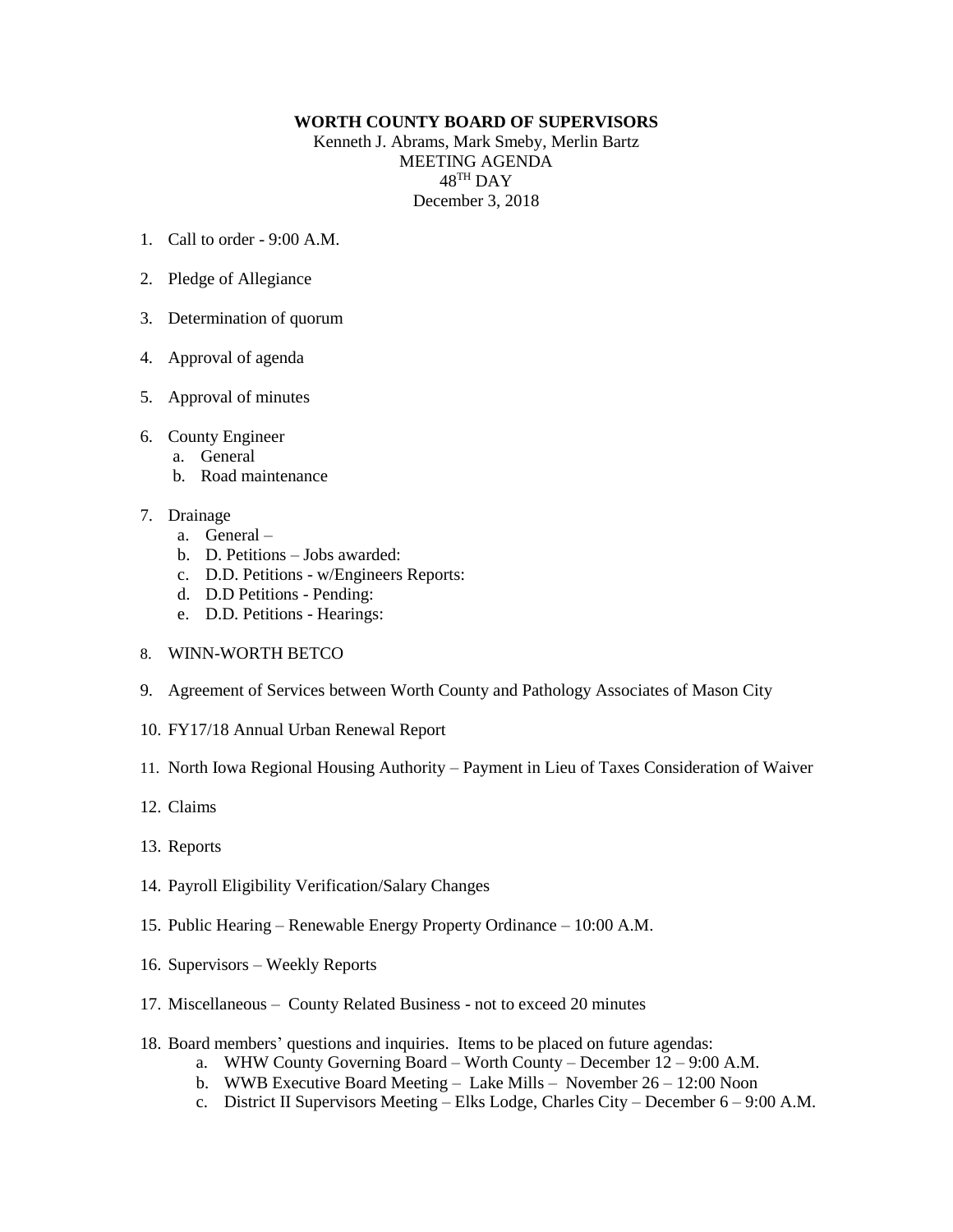**WORTH COUNTY BOARD OF SUPERVISORS**

Kenneth J. Abrams, Mark Smeby, Merlin Bartz

MEETING AGENDA

48TH DAY

December 3, 2018

1. Call to order - 9:00 A.M.

2. Pledge of Allegiance

3. Determination of quorum

4. Approval of agenda

5. Approval of minutes

6. County Engineer
   a. General
   b. Road maintenance

7. Drainage
   a. General –
   b. D. Petitions – Jobs awarded:
   c. D.D. Petitions - w/Engineers Reports:
   d. D.D Petitions - Pending:
   e. D.D. Petitions - Hearings:

8. WINN-WORTH BETCO

9. Agreement of Services between Worth County and Pathology Associates of Mason City

10. FY17/18 Annual Urban Renewal Report

11. North Iowa Regional Housing Authority – Payment in Lieu of Taxes Consideration of Waiver

12. Claims

13. Reports

14. Payroll Eligibility Verification/Salary Changes

15. Public Hearing – Renewable Energy Property Ordinance – 10:00 A.M.

16. Supervisors – Weekly Reports

17. Miscellaneous – County Related Business - not to exceed 20 minutes

18. Board members' questions and inquiries. Items to be placed on future agendas:
    a. WHW County Governing Board – Worth County – December 12 – 9:00 A.M.
    b. WWB Executive Board Meeting – Lake Mills – November 26 – 12:00 Noon
    c. District II Supervisors Meeting – Elks Lodge, Charles City – December 6 – 9:00 A.M.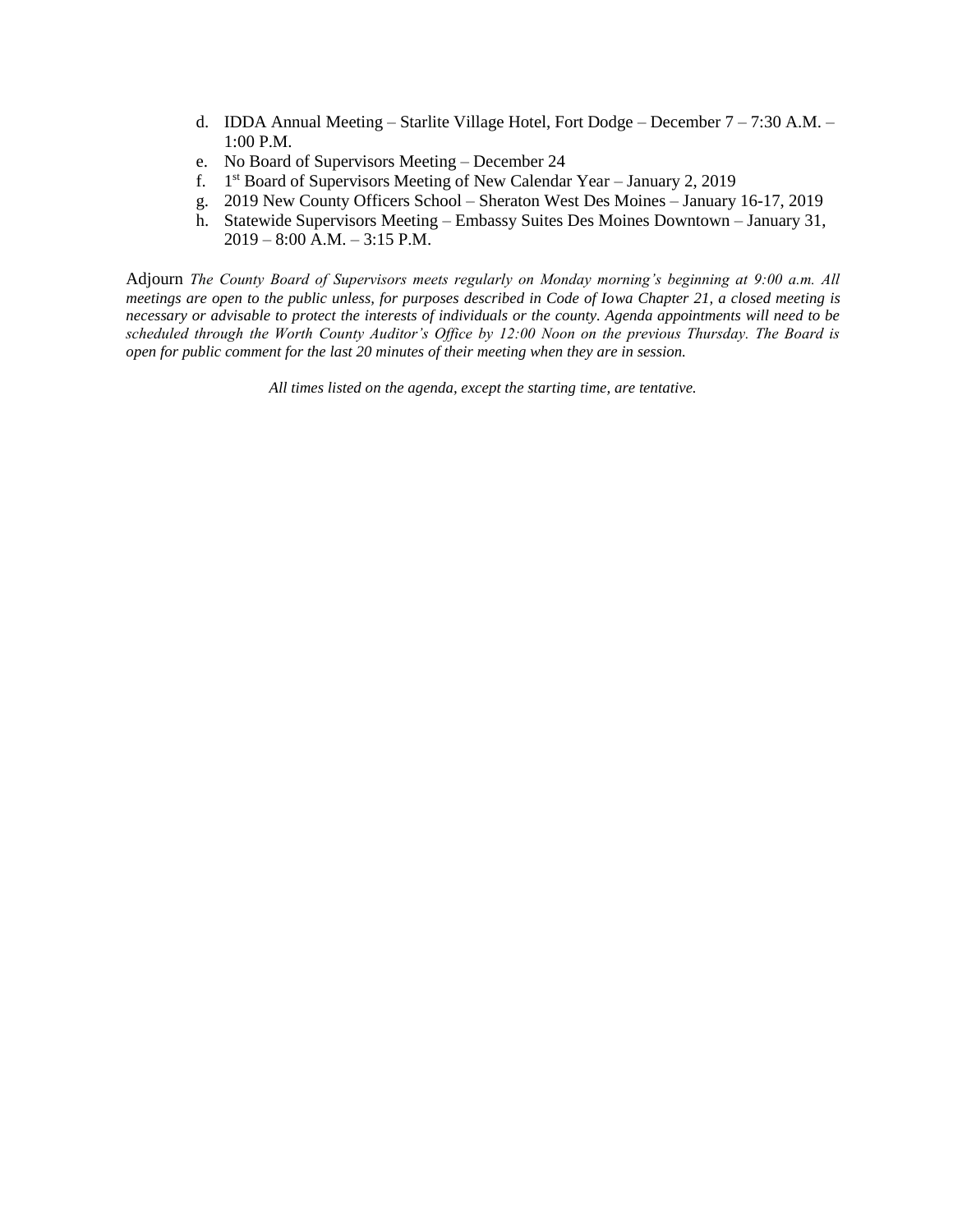d. IDDA Annual Meeting – Starlite Village Hotel, Fort Dodge – December 7 – 7:30 A.M. – 1:00 P.M.
e. No Board of Supervisors Meeting – December 24
f. 1st Board of Supervisors Meeting of New Calendar Year – January 2, 2019
g. 2019 New County Officers School – Sheraton West Des Moines – January 16-17, 2019
h. Statewide Supervisors Meeting – Embassy Suites Des Moines Downtown – January 31, 2019 – 8:00 A.M. – 3:15 P.M.

Adjourn *The County Board of Supervisors meets regularly on Monday morning's beginning at 9:00 a.m. All meetings are open to the public unless, for purposes described in Code of Iowa Chapter 21, a closed meeting is necessary or advisable to protect the interests of individuals or the county. Agenda appointments will need to be scheduled through the Worth County Auditor's Office by 12:00 Noon on the previous Thursday. The Board is open for public comment for the last 20 minutes of their meeting when they are in session.*

*All times listed on the agenda, except the starting time, are tentative.*